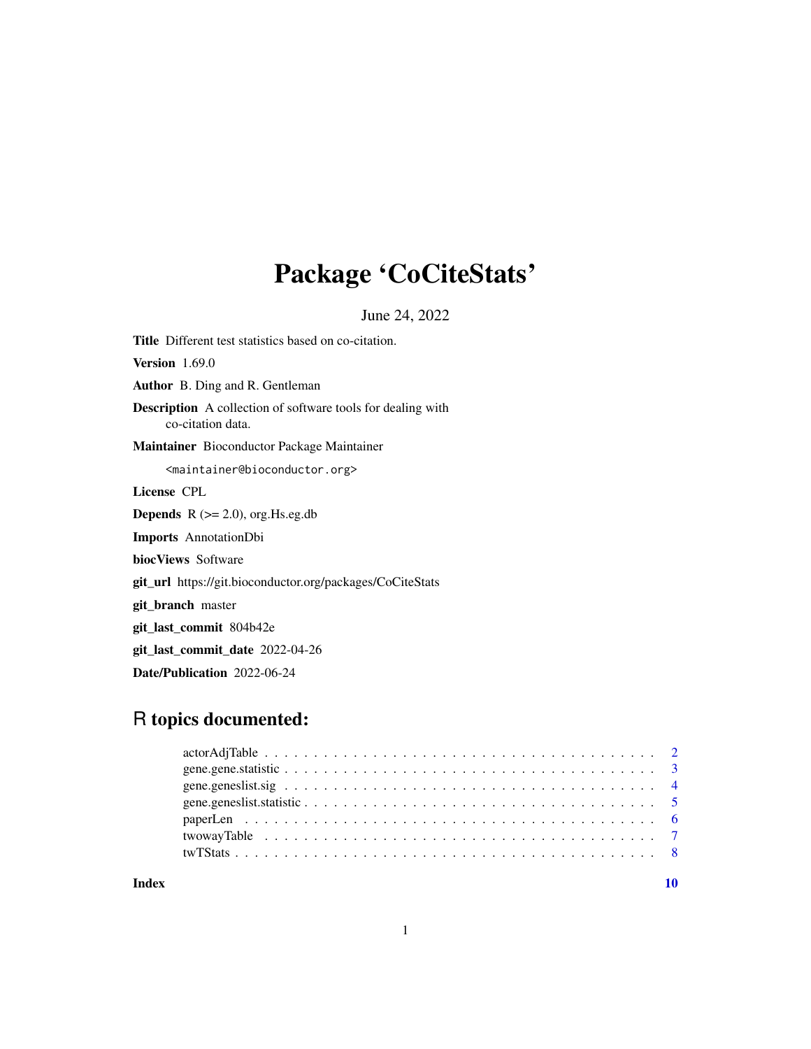# Package 'CoCiteStats'

June 24, 2022

**Title** Different test statistics based on co-citation.

**Version** 1.69.0

**Author** B. Ding and R. Gentleman

**Description** A collection of software tools for dealing with co-citation data.

**Maintainer** Bioconductor Package Maintainer <maintainer@bioconductor.org>

**License** CPL

**Depends** R (>= 2.0), org.Hs.eg.db

**Imports** AnnotationDbi

**biocViews** Software

**git_url** https://git.bioconductor.org/packages/CoCiteStats

**git_branch** master

**git_last_commit** 804b42e

**git_last_commit_date** 2022-04-26

**Date/Publication** 2022-06-24

## R topics documented:

- actorAdjTable . . . . . . . . . . . . . . . . . . . . . . . . . . . . . . . . . . . . . . 2
- gene.gene.statistic . . . . . . . . . . . . . . . . . . . . . . . . . . . . . . . . . . . . 3
- gene.geneslist.sig . . . . . . . . . . . . . . . . . . . . . . . . . . . . . . . . . . . . 4
- gene.geneslist.statistic . . . . . . . . . . . . . . . . . . . . . . . . . . . . . . . . . . 5
- paperLen . . . . . . . . . . . . . . . . . . . . . . . . . . . . . . . . . . . . . . . . . 6
- twowayTable . . . . . . . . . . . . . . . . . . . . . . . . . . . . . . . . . . . . . . . 7
- twTStats . . . . . . . . . . . . . . . . . . . . . . . . . . . . . . . . . . . . . . . . . 8

**Index** 10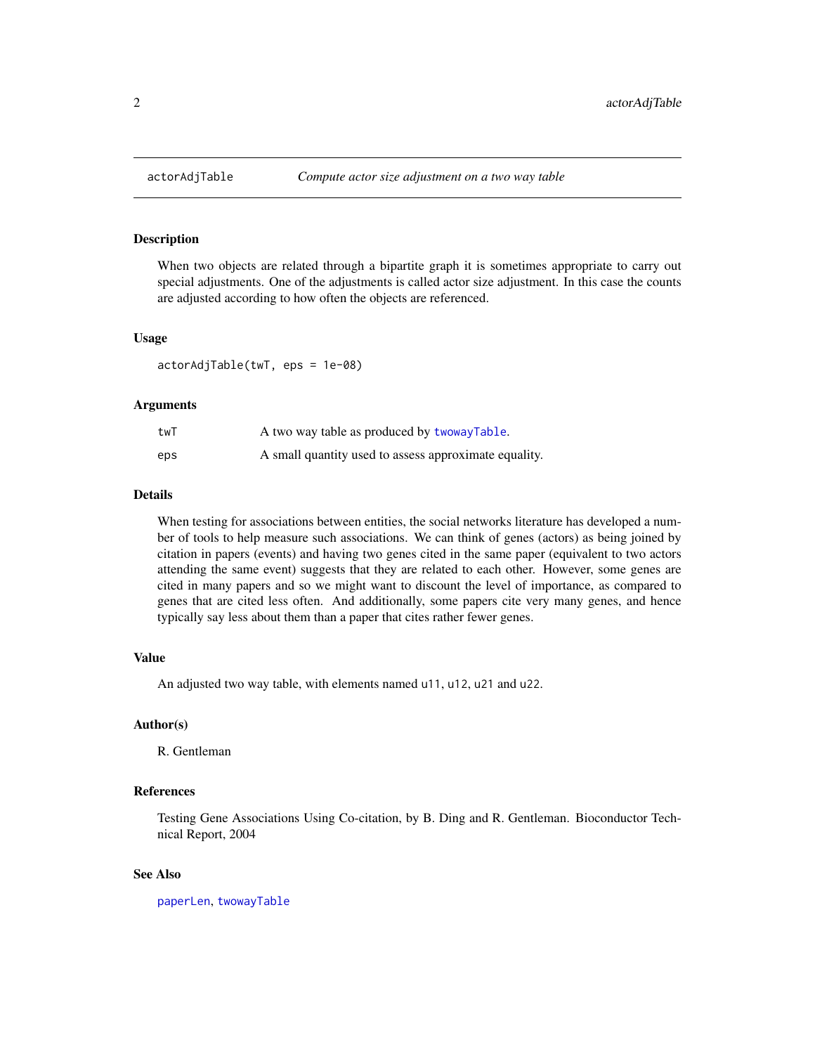# actorAdjTable — *Compute actor size adjustment on a two way table*

## Description

When two objects are related through a bipartite graph it is sometimes appropriate to carry out special adjustments. One of the adjustments is called actor size adjustment. In this case the counts are adjusted according to how often the objects are referenced.

## Usage

```
actorAdjTable(twT, eps = 1e-08)
```

## Arguments

| | |
|---|---|
| `twT` | A two way table as produced by `twowayTable`. |
| `eps` | A small quantity used to assess approximate equality. |

## Details

When testing for associations between entities, the social networks literature has developed a number of tools to help measure such associations. We can think of genes (actors) as being joined by citation in papers (events) and having two genes cited in the same paper (equivalent to two actors attending the same event) suggests that they are related to each other. However, some genes are cited in many papers and so we might want to discount the level of importance, as compared to genes that are cited less often. And additionally, some papers cite very many genes, and hence typically say less about them than a paper that cites rather fewer genes.

## Value

An adjusted two way table, with elements named `u11`, `u12`, `u21` and `u22`.

## Author(s)

R. Gentleman

## References

Testing Gene Associations Using Co-citation, by B. Ding and R. Gentleman. Bioconductor Technical Report, 2004

## See Also

`paperLen`, `twowayTable`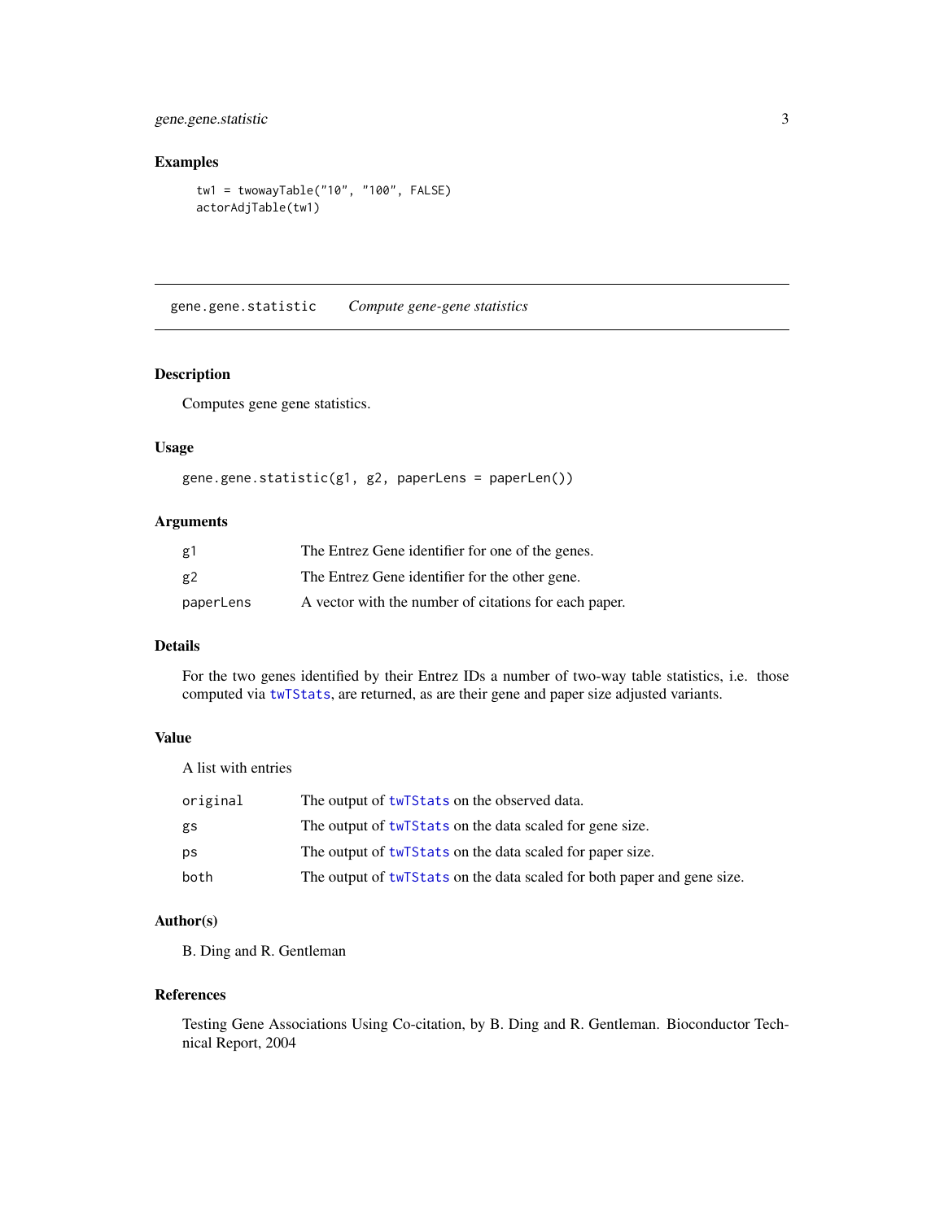### Examples

```
tw1 = twowayTable("10", "100", FALSE)
actorAdjTable(tw1)
```

---

## gene.gene.statistic — *Compute gene-gene statistics*

---

### Description

Computes gene gene statistics.

### Usage

```
gene.gene.statistic(g1, g2, paperLens = paperLen())
```

### Arguments

| | |
|---|---|
| `g1` | The Entrez Gene identifier for one of the genes. |
| `g2` | The Entrez Gene identifier for the other gene. |
| `paperLens` | A vector with the number of citations for each paper. |

### Details

For the two genes identified by their Entrez IDs a number of two-way table statistics, i.e. those computed via `twTStats`, are returned, as are their gene and paper size adjusted variants.

### Value

A list with entries

| | |
|---|---|
| `original` | The output of `twTStats` on the observed data. |
| `gs` | The output of `twTStats` on the data scaled for gene size. |
| `ps` | The output of `twTStats` on the data scaled for paper size. |
| `both` | The output of `twTStats` on the data scaled for both paper and gene size. |

### Author(s)

B. Ding and R. Gentleman

### References

Testing Gene Associations Using Co-citation, by B. Ding and R. Gentleman. Bioconductor Technical Report, 2004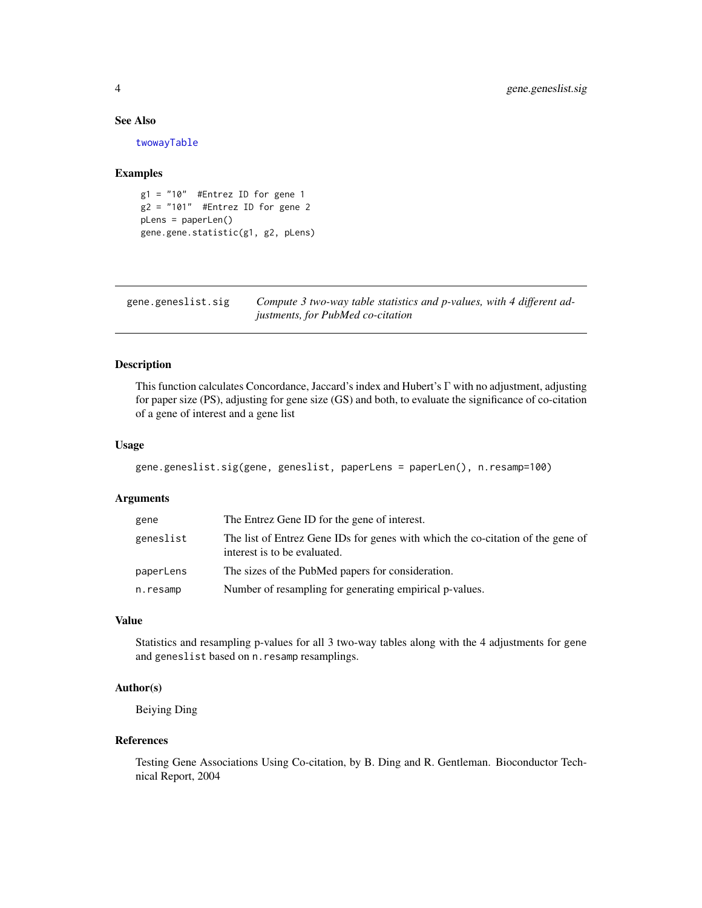### See Also

twowayTable

### Examples

```
g1 = "10"  #Entrez ID for gene 1
g2 = "101"  #Entrez ID for gene 2
pLens = paperLen()
gene.gene.statistic(g1, g2, pLens)
```

---

## gene.geneslist.sig *Compute 3 two-way table statistics and p-values, with 4 different adjustments, for PubMed co-citation*

---

### Description

This function calculates Concordance, Jaccard's index and Hubert's $\Gamma$ with no adjustment, adjusting for paper size (PS), adjusting for gene size (GS) and both, to evaluate the significance of co-citation of a gene of interest and a gene list

### Usage

```
gene.geneslist.sig(gene, geneslist, paperLens = paperLen(), n.resamp=100)
```

### Arguments

| | |
|---|---|
| gene | The Entrez Gene ID for the gene of interest. |
| geneslist | The list of Entrez Gene IDs for genes with which the co-citation of the gene of interest is to be evaluated. |
| paperLens | The sizes of the PubMed papers for consideration. |
| n.resamp | Number of resampling for generating empirical p-values. |

### Value

Statistics and resampling p-values for all 3 two-way tables along with the 4 adjustments for gene and geneslist based on n.resamp resamplings.

### Author(s)

Beiying Ding

### References

Testing Gene Associations Using Co-citation, by B. Ding and R. Gentleman. Bioconductor Technical Report, 2004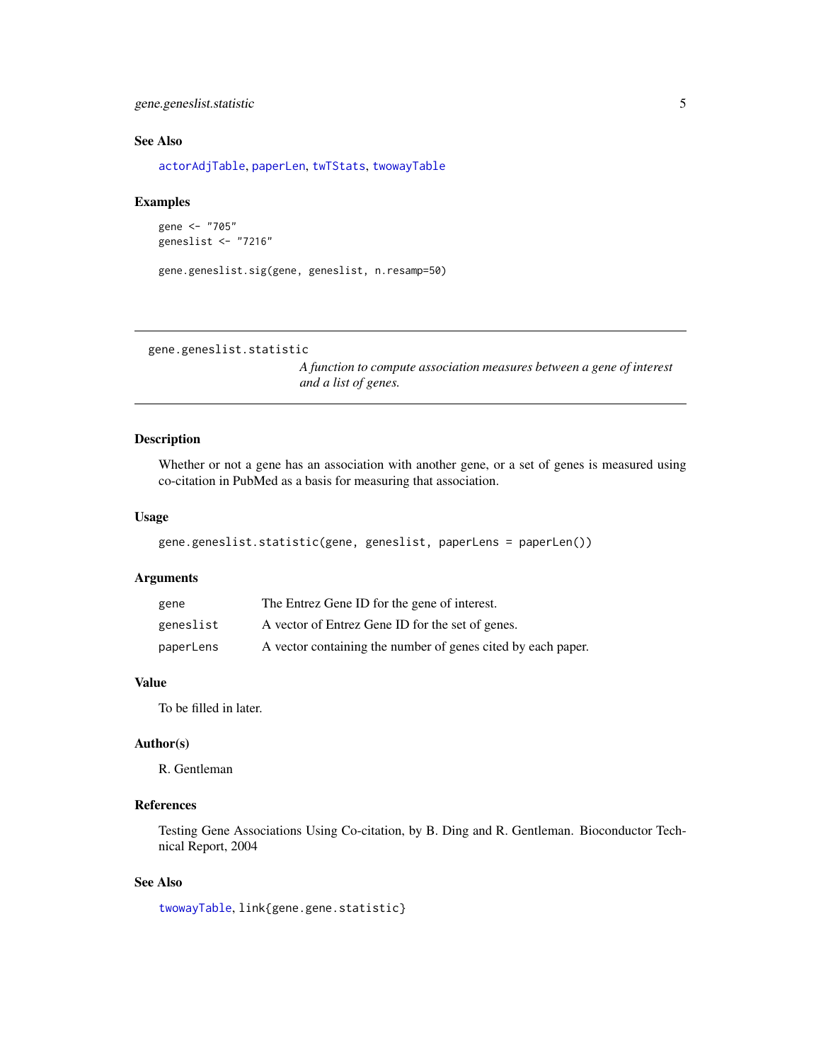## See Also

`actorAdjTable`, `paperLen`, `twTStats`, `twowayTable`

## Examples

```
gene <- "705"
geneslist <- "7216"

gene.geneslist.sig(gene, geneslist, n.resamp=50)
```

---

# gene.geneslist.statistic

*A function to compute association measures between a gene of interest and a list of genes.*

---

## Description

Whether or not a gene has an association with another gene, or a set of genes is measured using co-citation in PubMed as a basis for measuring that association.

## Usage

```
gene.geneslist.statistic(gene, geneslist, paperLens = paperLen())
```

## Arguments

| | |
|---|---|
| `gene` | The Entrez Gene ID for the gene of interest. |
| `geneslist` | A vector of Entrez Gene ID for the set of genes. |
| `paperLens` | A vector containing the number of genes cited by each paper. |

## Value

To be filled in later.

## Author(s)

R. Gentleman

## References

Testing Gene Associations Using Co-citation, by B. Ding and R. Gentleman. Bioconductor Technical Report, 2004

## See Also

`twowayTable`, `link{gene.gene.statistic}`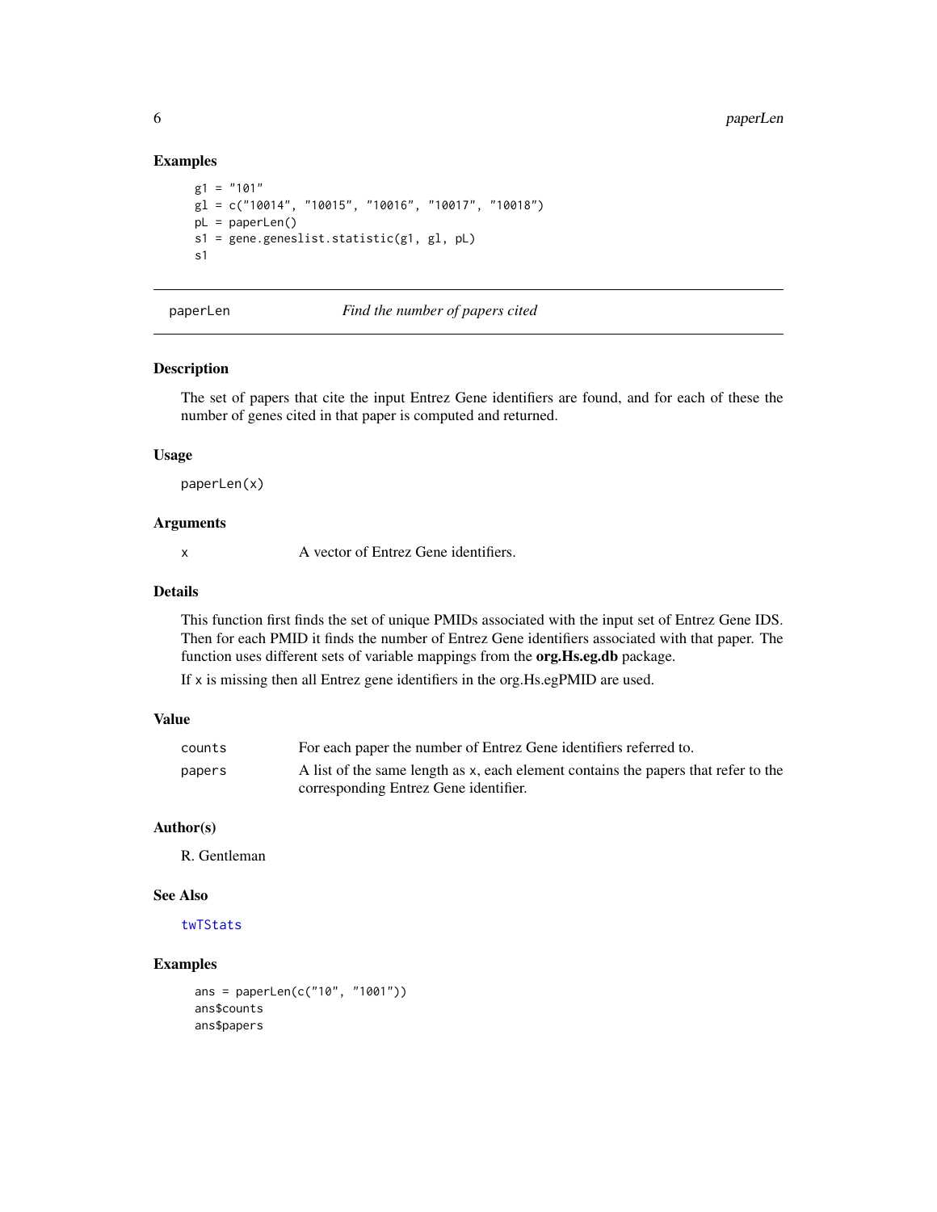### Examples

```
g1 = "101"
gl = c("10014", "10015", "10016", "10017", "10018")
pL = paperLen()
s1 = gene.geneslist.statistic(g1, gl, pL)
s1
```

---

## paperLen — *Find the number of papers cited*

---

### Description

The set of papers that cite the input Entrez Gene identifiers are found, and for each of these the number of genes cited in that paper is computed and returned.

### Usage

```
paperLen(x)
```

### Arguments

| | |
|---|---|
| x | A vector of Entrez Gene identifiers. |

### Details

This function first finds the set of unique PMIDs associated with the input set of Entrez Gene IDS. Then for each PMID it finds the number of Entrez Gene identifiers associated with that paper. The function uses different sets of variable mappings from the **org.Hs.eg.db** package.

If x is missing then all Entrez gene identifiers in the org.Hs.egPMID are used.

### Value

| | |
|---|---|
| counts | For each paper the number of Entrez Gene identifiers referred to. |
| papers | A list of the same length as x, each element contains the papers that refer to the corresponding Entrez Gene identifier. |

### Author(s)

R. Gentleman

### See Also

twTStats

### Examples

```
ans = paperLen(c("10", "1001"))
ans$counts
ans$papers
```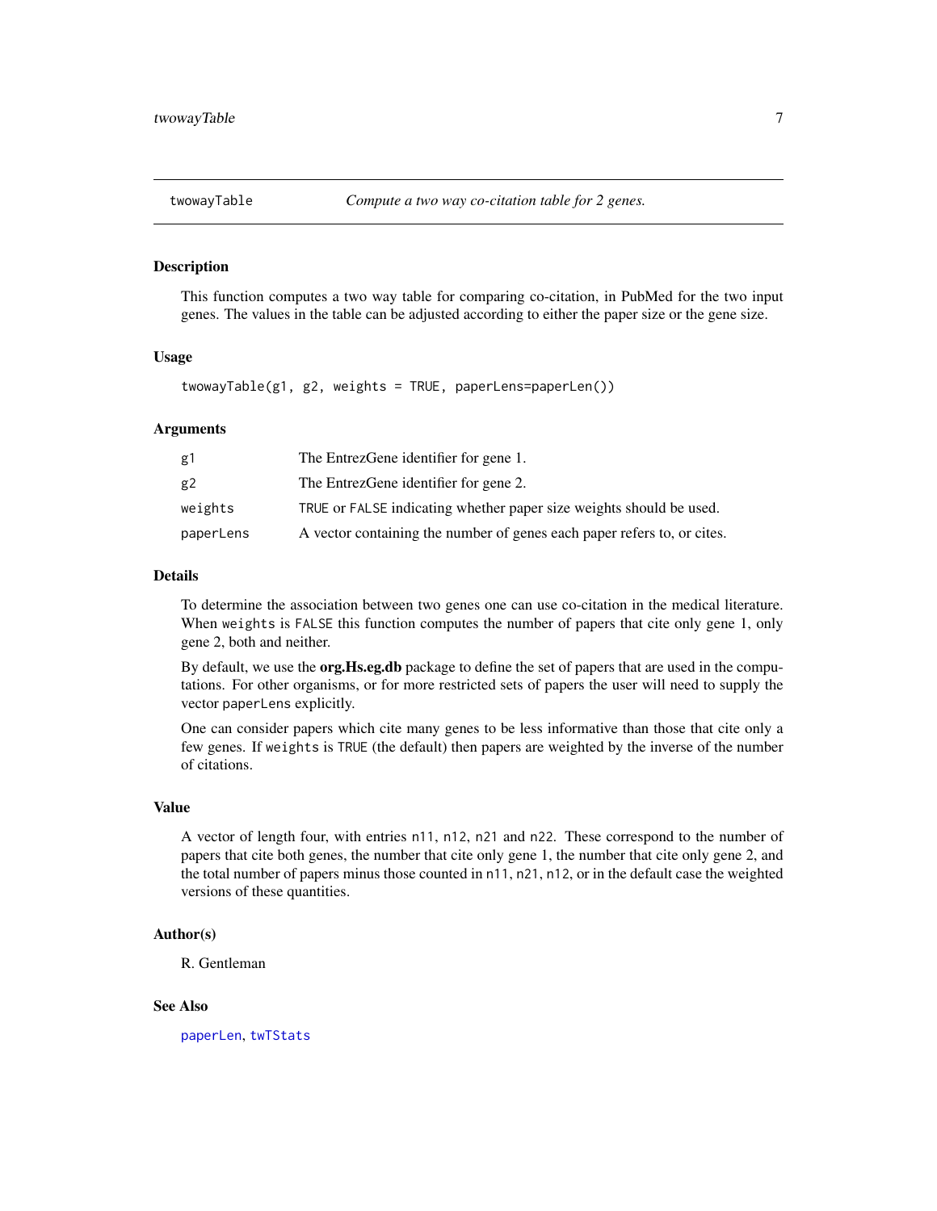## twowayTable — *Compute a two way co-citation table for 2 genes.*

### Description

This function computes a two way table for comparing co-citation, in PubMed for the two input genes. The values in the table can be adjusted according to either the paper size or the gene size.

### Usage

```
twowayTable(g1, g2, weights = TRUE, paperLens=paperLen())
```

### Arguments

| | |
|---|---|
| `g1` | The EntrezGene identifier for gene 1. |
| `g2` | The EntrezGene identifier for gene 2. |
| `weights` | `TRUE` or `FALSE` indicating whether paper size weights should be used. |
| `paperLens` | A vector containing the number of genes each paper refers to, or cites. |

### Details

To determine the association between two genes one can use co-citation in the medical literature. When `weights` is `FALSE` this function computes the number of papers that cite only gene 1, only gene 2, both and neither.

By default, we use the **org.Hs.eg.db** package to define the set of papers that are used in the computations. For other organisms, or for more restricted sets of papers the user will need to supply the vector `paperLens` explicitly.

One can consider papers which cite many genes to be less informative than those that cite only a few genes. If `weights` is `TRUE` (the default) then papers are weighted by the inverse of the number of citations.

### Value

A vector of length four, with entries `n11`, `n12`, `n21` and `n22`. These correspond to the number of papers that cite both genes, the number that cite only gene 1, the number that cite only gene 2, and the total number of papers minus those counted in `n11`, `n21`, `n12`, or in the default case the weighted versions of these quantities.

### Author(s)

R. Gentleman

### See Also

`paperLen`, `twTStats`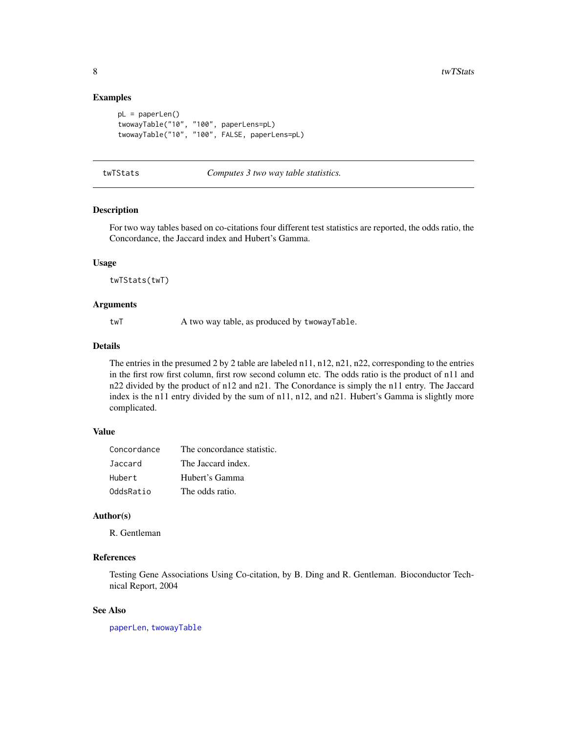## Examples

```
pL = paperLen()
twowayTable("10", "100", paperLens=pL)
twowayTable("10", "100", FALSE, paperLens=pL)
```

---

# twTStats *Computes 3 two way table statistics.*

---

## Description

For two way tables based on co-citations four different test statistics are reported, the odds ratio, the Concordance, the Jaccard index and Hubert's Gamma.

## Usage

```
twTStats(twT)
```

## Arguments

| | |
|---|---|
| `twT` | A two way table, as produced by `twowayTable`. |

## Details

The entries in the presumed 2 by 2 table are labeled n11, n12, n21, n22, corresponding to the entries in the first row first column, first row second column etc. The odds ratio is the product of n11 and n22 divided by the product of n12 and n21. The Conordance is simply the n11 entry. The Jaccard index is the n11 entry divided by the sum of n11, n12, and n21. Hubert's Gamma is slightly more complicated.

## Value

| | |
|---|---|
| `Concordance` | The concordance statistic. |
| `Jaccard` | The Jaccard index. |
| `Hubert` | Hubert's Gamma |
| `OddsRatio` | The odds ratio. |

## Author(s)

R. Gentleman

## References

Testing Gene Associations Using Co-citation, by B. Ding and R. Gentleman. Bioconductor Technical Report, 2004

## See Also

`paperLen`, `twowayTable`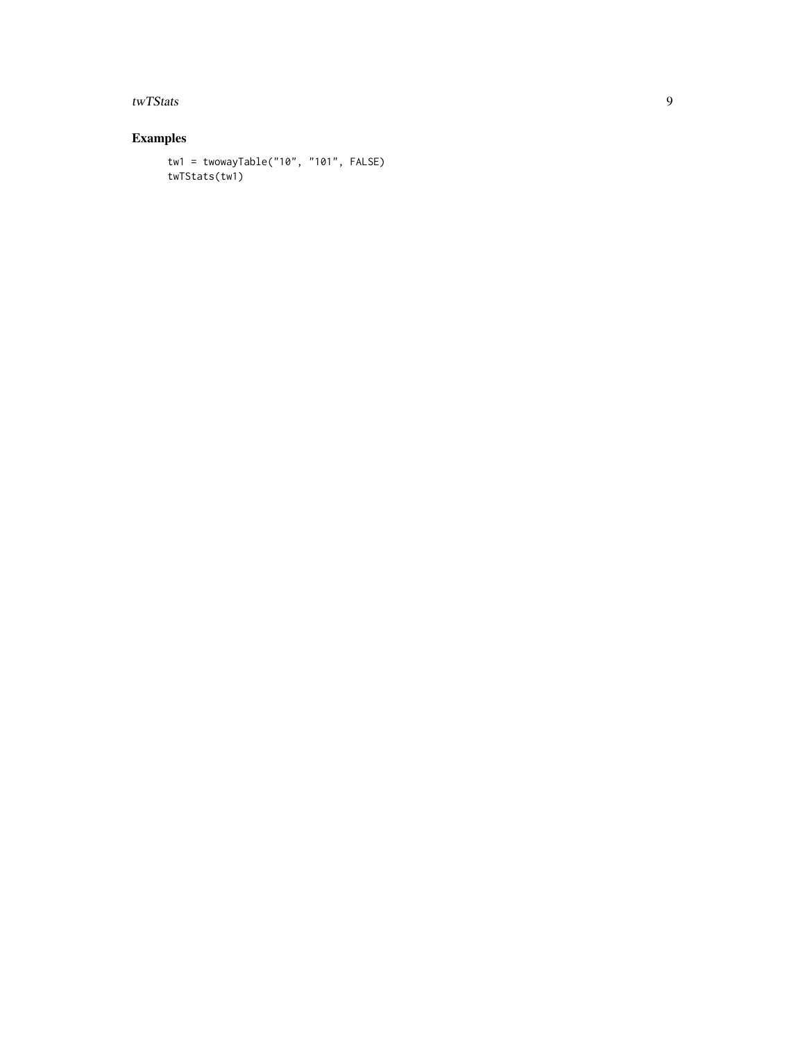## Examples

```
tw1 = twowayTable("10", "101", FALSE)
twTStats(tw1)
```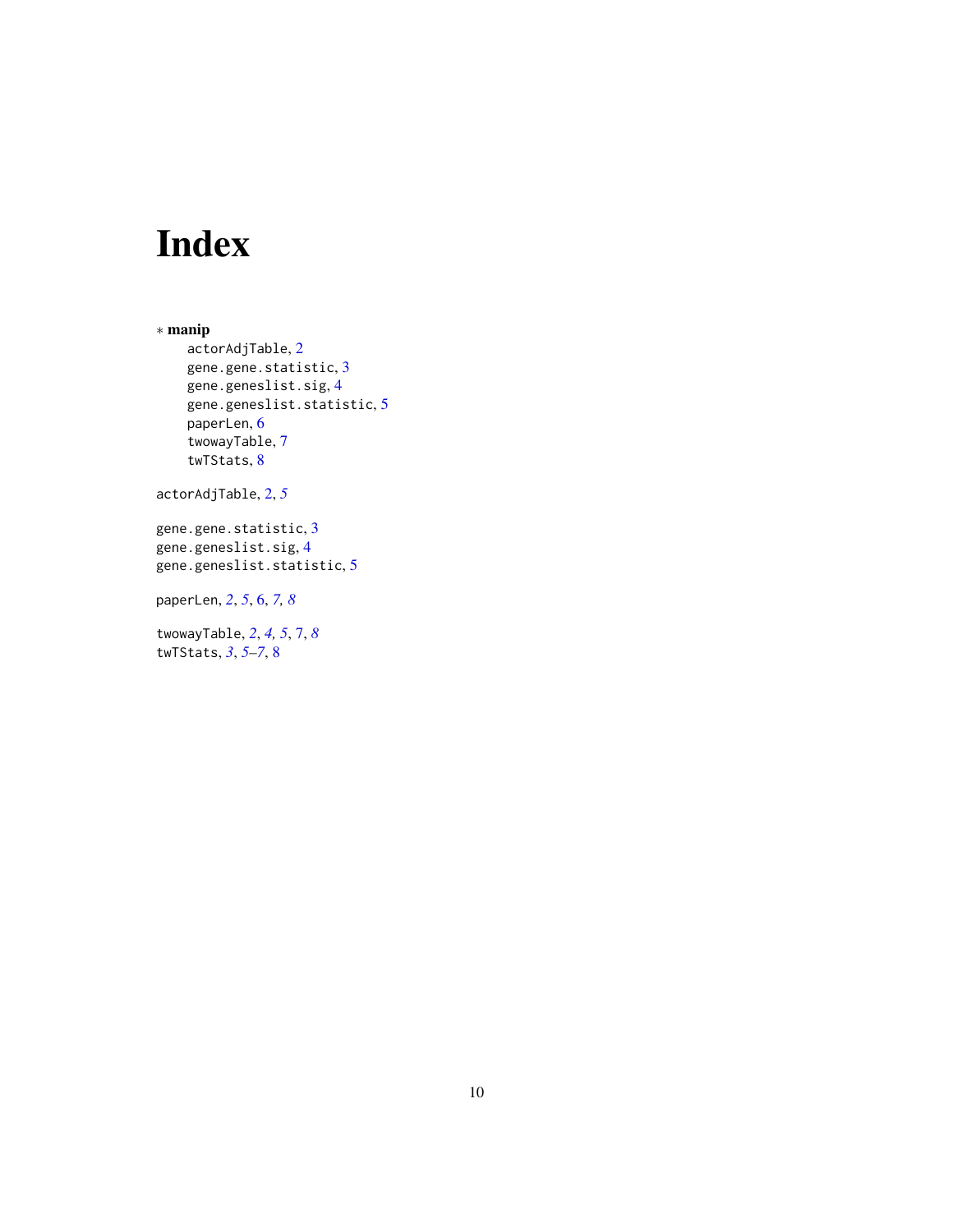# Index

∗ **manip**

  actorAdjTable, 2
  gene.gene.statistic, 3
  gene.geneslist.sig, 4
  gene.geneslist.statistic, 5
  paperLen, 6
  twowayTable, 7
  twTStats, 8

actorAdjTable, 2, *5*

gene.gene.statistic, 3
gene.geneslist.sig, 4
gene.geneslist.statistic, 5

paperLen, *2*, *5*, 6, *7, 8*

twowayTable, *2*, *4, 5*, 7, *8*
twTStats, *3*, *5–7*, 8